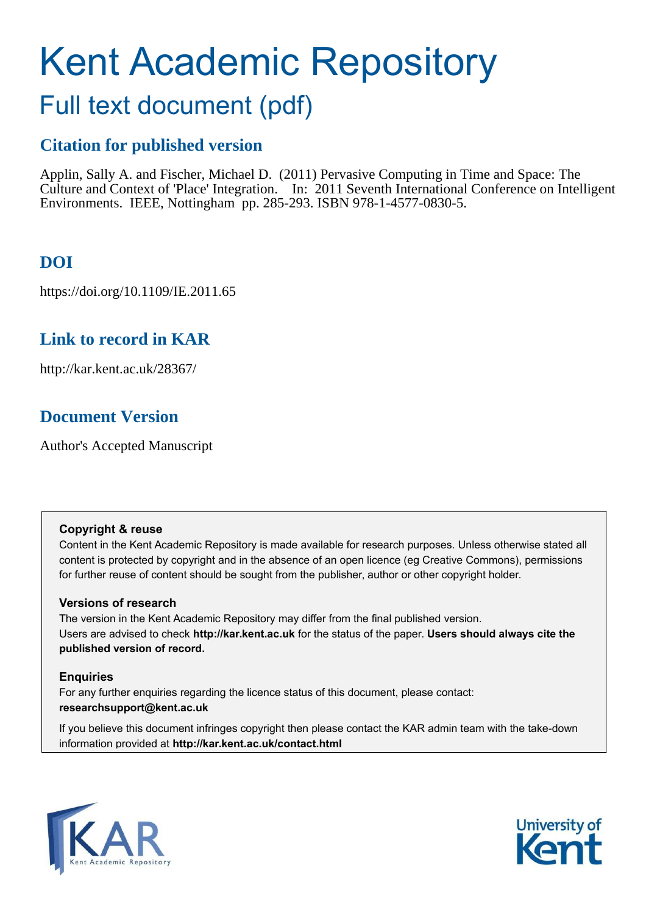# Kent Academic Repository

## Full text document (pdf)

### Citation for published version

Applin, Sally A. and Fischer, Michael D. (2011) Pervasive Computing in Time and Space: The Culture and Context of 'Place' Integration. In: 2011 Seventh International Conference on Intelligent Environments. IEEE, Nottingham pp. 285-293. ISBN 978-1-4577-0830-5.

### DOI

https://doi.org/10.1109/IE.2011.65

### Link to record in KAR

http://kar.kent.ac.uk/28367/

### Document Version

Author's Accepted Manuscript

**Copyright & reuse**

Content in the Kent Academic Repository is made available for research purposes. Unless otherwise stated all content is protected by copyright and in the absence of an open licence (eg Creative Commons), permissions for further reuse of content should be sought from the publisher, author or other copyright holder.

**Versions of research**

The version in the Kent Academic Repository may differ from the final published version. Users are advised to check **http://kar.kent.ac.uk** for the status of the paper. **Users should always cite the published version of record.**

**Enquiries**

For any further enquiries regarding the licence status of this document, please contact: **researchsupport@kent.ac.uk**

If you believe this document infringes copyright then please contact the KAR admin team with the take-down information provided at **http://kar.kent.ac.uk/contact.html**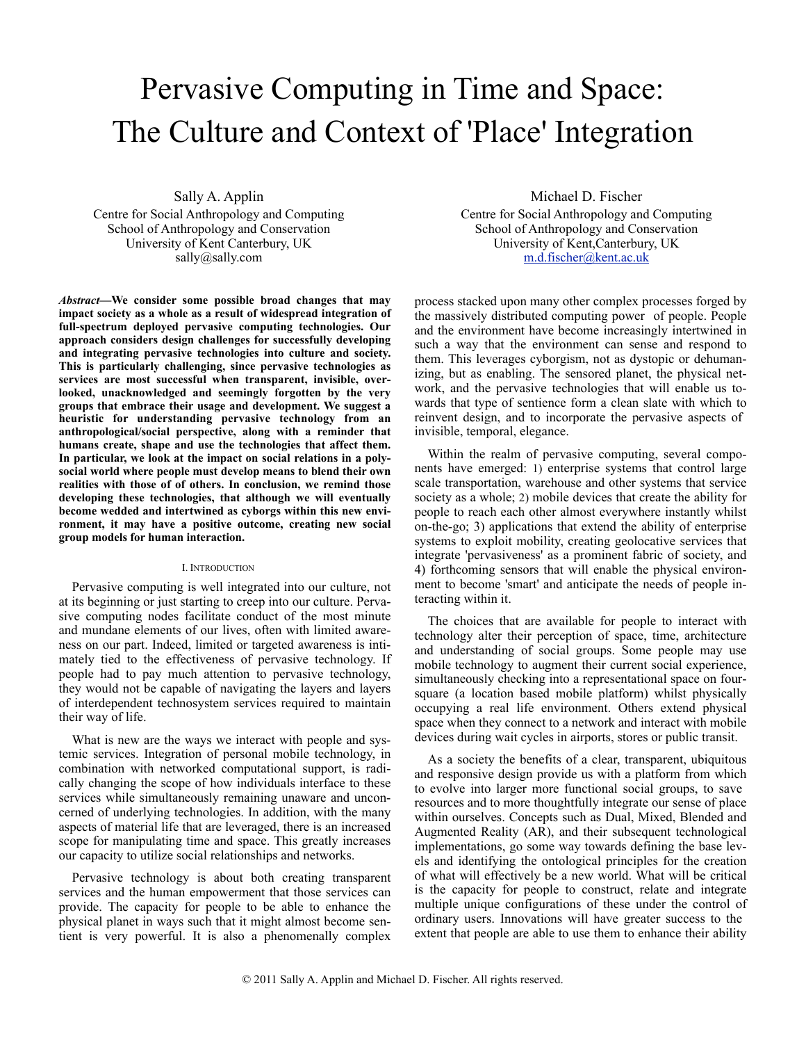// Pervasive Computing in Time and Space: The Culture and Context of 'Place' Integration

Sally A. Applin
Centre for Social Anthropology and Computing
School of Anthropology and Conservation
University of Kent Canterbury, UK
sally@sally.com

Michael D. Fischer
Centre for Social Anthropology and Computing
School of Anthropology and Conservation
University of Kent,Canterbury, UK
m.d.fischer@kent.ac.uk

***Abstract*—We consider some possible broad changes that may impact society as a whole as a result of widespread integration of full-spectrum deployed pervasive computing technologies. Our approach considers design challenges for successfully developing and integrating pervasive technologies into culture and society. This is particularly challenging, since pervasive technologies as services are most successful when transparent, invisible, overlooked, unacknowledged and seemingly forgotten by the very groups that embrace their usage and development. We suggest a heuristic for understanding pervasive technology from an anthropological/social perspective, along with a reminder that humans create, shape and use the technologies that affect them. In particular, we look at the impact on social relations in a polysocial world where people must develop means to blend their own realities with those of of others. In conclusion, we remind those developing these technologies, that although we will eventually become wedded and intertwined as cyborgs within this new environment, it may have a positive outcome, creating new social group models for human interaction.**

## I. Introduction

Pervasive computing is well integrated into our culture, not at its beginning or just starting to creep into our culture. Pervasive computing nodes facilitate conduct of the most minute and mundane elements of our lives, often with limited awareness on our part. Indeed, limited or targeted awareness is intimately tied to the effectiveness of pervasive technology. If people had to pay much attention to pervasive technology, they would not be capable of navigating the layers and layers of interdependent technosystem services required to maintain their way of life.

What is new are the ways we interact with people and systemic services. Integration of personal mobile technology, in combination with networked computational support, is radically changing the scope of how individuals interface to these services while simultaneously remaining unaware and unconcerned of underlying technologies. In addition, with the many aspects of material life that are leveraged, there is an increased scope for manipulating time and space. This greatly increases our capacity to utilize social relationships and networks.

Pervasive technology is about both creating transparent services and the human empowerment that those services can provide. The capacity for people to be able to enhance the physical planet in ways such that it might almost become sentient is very powerful. It is also a phenomenally complex process stacked upon many other complex processes forged by the massively distributed computing power of people. People and the environment have become increasingly intertwined in such a way that the environment can sense and respond to them. This leverages cyborgism, not as dystopic or dehumanizing, but as enabling. The sensored planet, the physical network, and the pervasive technologies that will enable us towards that type of sentience form a clean slate with which to reinvent design, and to incorporate the pervasive aspects of invisible, temporal, elegance.

Within the realm of pervasive computing, several components have emerged: 1) enterprise systems that control large scale transportation, warehouse and other systems that service society as a whole; 2) mobile devices that create the ability for people to reach each other almost everywhere instantly whilst on-the-go; 3) applications that extend the ability of enterprise systems to exploit mobility, creating geolocative services that integrate 'pervasiveness' as a prominent fabric of society, and 4) forthcoming sensors that will enable the physical environment to become 'smart' and anticipate the needs of people interacting within it.

The choices that are available for people to interact with technology alter their perception of space, time, architecture and understanding of social groups. Some people may use mobile technology to augment their current social experience, simultaneously checking into a representational space on foursquare (a location based mobile platform) whilst physically occupying a real life environment. Others extend physical space when they connect to a network and interact with mobile devices during wait cycles in airports, stores or public transit.

As a society the benefits of a clear, transparent, ubiquitous and responsive design provide us with a platform from which to evolve into larger more functional social groups, to save resources and to more thoughtfully integrate our sense of place within ourselves. Concepts such as Dual, Mixed, Blended and Augmented Reality (AR), and their subsequent technological implementations, go some way towards defining the base levels and identifying the ontological principles for the creation of what will effectively be a new world. What will be critical is the capacity for people to construct, relate and integrate multiple unique configurations of these under the control of ordinary users. Innovations will have greater success to the extent that people are able to use them to enhance their ability

© 2011 Sally A. Applin and Michael D. Fischer. All rights reserved.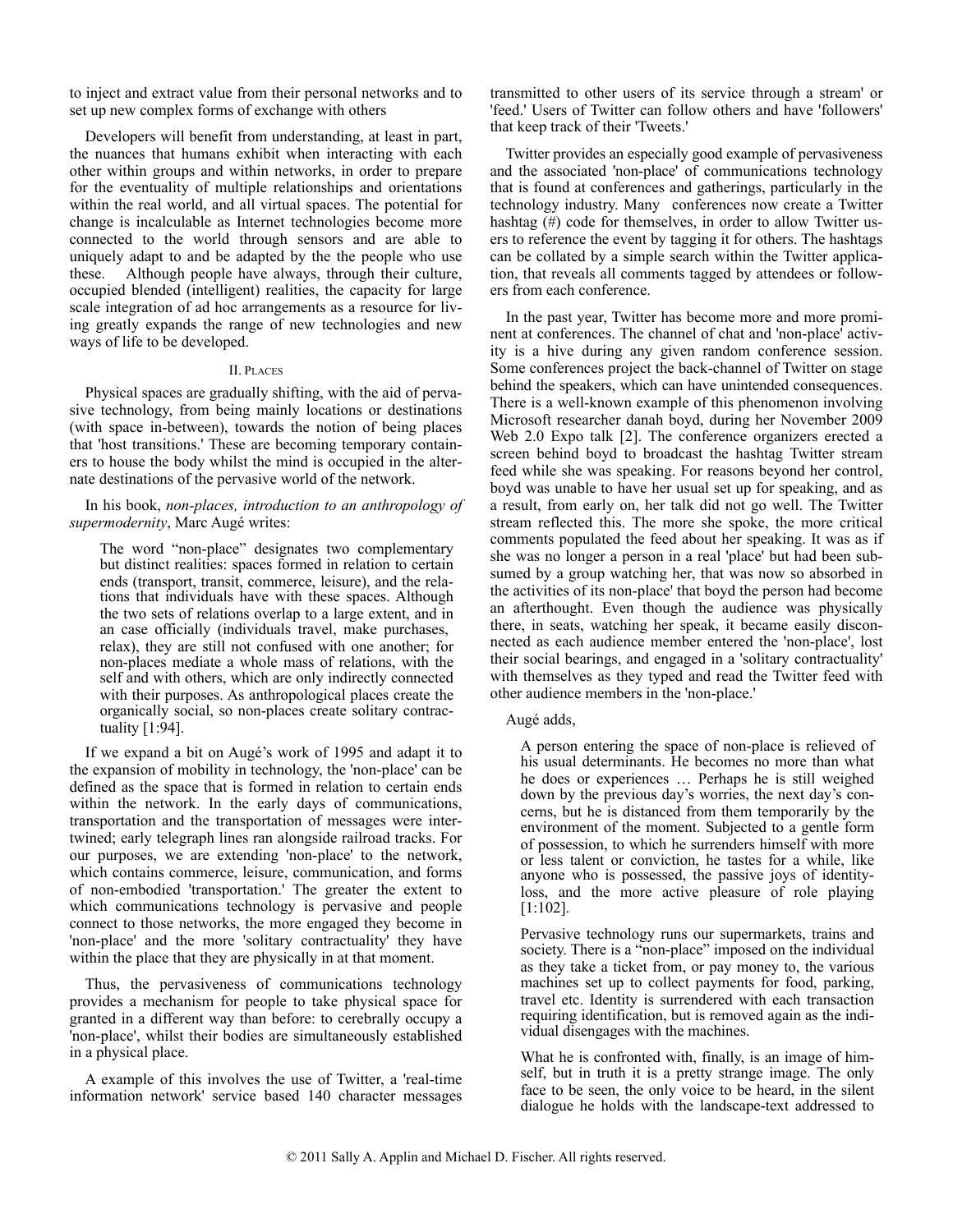to inject and extract value from their personal networks and to set up new complex forms of exchange with others

Developers will benefit from understanding, at least in part, the nuances that humans exhibit when interacting with each other within groups and within networks, in order to prepare for the eventuality of multiple relationships and orientations within the real world, and all virtual spaces. The potential for change is incalculable as Internet technologies become more connected to the world through sensors and are able to uniquely adapt to and be adapted by the the people who use these. Although people have always, through their culture, occupied blended (intelligent) realities, the capacity for large scale integration of ad hoc arrangements as a resource for living greatly expands the range of new technologies and new ways of life to be developed.

## II. Places

Physical spaces are gradually shifting, with the aid of pervasive technology, from being mainly locations or destinations (with space in-between), towards the notion of being places that 'host transitions.' These are becoming temporary containers to house the body whilst the mind is occupied in the alternate destinations of the pervasive world of the network.

In his book, *non-places, introduction to an anthropology of supermodernity*, Marc Augé writes:

> The word "non-place" designates two complementary but distinct realities: spaces formed in relation to certain ends (transport, transit, commerce, leisure), and the relations that individuals have with these spaces. Although the two sets of relations overlap to a large extent, and in an case officially (individuals travel, make purchases, relax), they are still not confused with one another; for non-places mediate a whole mass of relations, with the self and with others, which are only indirectly connected with their purposes. As anthropological places create the organically social, so non-places create solitary contractuality [1:94].

If we expand a bit on Augé's work of 1995 and adapt it to the expansion of mobility in technology, the 'non-place' can be defined as the space that is formed in relation to certain ends within the network. In the early days of communications, transportation and the transportation of messages were intertwined; early telegraph lines ran alongside railroad tracks. For our purposes, we are extending 'non-place' to the network, which contains commerce, leisure, communication, and forms of non-embodied 'transportation.' The greater the extent to which communications technology is pervasive and people connect to those networks, the more engaged they become in 'non-place' and the more 'solitary contractuality' they have within the place that they are physically in at that moment.

Thus, the pervasiveness of communications technology provides a mechanism for people to take physical space for granted in a different way than before: to cerebrally occupy a 'non-place', whilst their bodies are simultaneously established in a physical place.

A example of this involves the use of Twitter, a 'real-time information network' service based 140 character messages transmitted to other users of its service through a stream' or 'feed.' Users of Twitter can follow others and have 'followers' that keep track of their 'Tweets.'

Twitter provides an especially good example of pervasiveness and the associated 'non-place' of communications technology that is found at conferences and gatherings, particularly in the technology industry. Many conferences now create a Twitter hashtag (#) code for themselves, in order to allow Twitter users to reference the event by tagging it for others. The hashtags can be collated by a simple search within the Twitter application, that reveals all comments tagged by attendees or followers from each conference.

In the past year, Twitter has become more and more prominent at conferences. The channel of chat and 'non-place' activity is a hive during any given random conference session. Some conferences project the back-channel of Twitter on stage behind the speakers, which can have unintended consequences. There is a well-known example of this phenomenon involving Microsoft researcher danah boyd, during her November 2009 Web 2.0 Expo talk [2]. The conference organizers erected a screen behind boyd to broadcast the hashtag Twitter stream feed while she was speaking. For reasons beyond her control, boyd was unable to have her usual set up for speaking, and as a result, from early on, her talk did not go well. The Twitter stream reflected this. The more she spoke, the more critical comments populated the feed about her speaking. It was as if she was no longer a person in a real 'place' but had been subsumed by a group watching her, that was now so absorbed in the activities of its non-place' that boyd the person had become an afterthought. Even though the audience was physically there, in seats, watching her speak, it became easily disconnected as each audience member entered the 'non-place', lost their social bearings, and engaged in a 'solitary contractuality' with themselves as they typed and read the Twitter feed with other audience members in the 'non-place.'

Augé adds,

> A person entering the space of non-place is relieved of his usual determinants. He becomes no more than what he does or experiences … Perhaps he is still weighed down by the previous day's worries, the next day's concerns, but he is distanced from them temporarily by the environment of the moment. Subjected to a gentle form of possession, to which he surrenders himself with more or less talent or conviction, he tastes for a while, like anyone who is possessed, the passive joys of identity-loss, and the more active pleasure of role playing [1:102].
>
> Pervasive technology runs our supermarkets, trains and society. There is a "non-place" imposed on the individual as they take a ticket from, or pay money to, the various machines set up to collect payments for food, parking, travel etc. Identity is surrendered with each transaction requiring identification, but is removed again as the individual disengages with the machines.
>
> What he is confronted with, finally, is an image of himself, but in truth it is a pretty strange image. The only face to be seen, the only voice to be heard, in the silent dialogue he holds with the landscape-text addressed to

© 2011 Sally A. Applin and Michael D. Fischer. All rights reserved.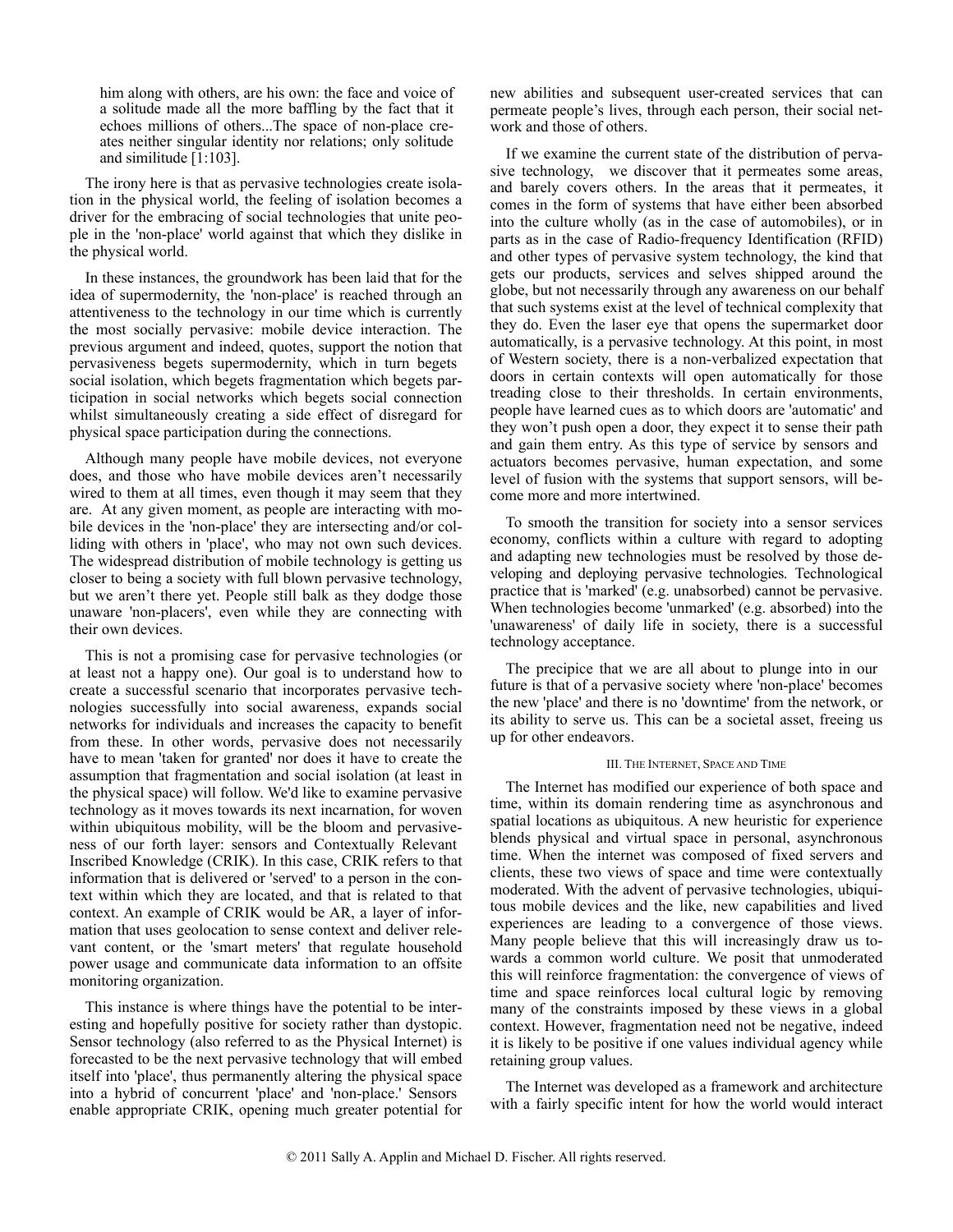him along with others, are his own: the face and voice of a solitude made all the more baffling by the fact that it echoes millions of others...The space of non-place creates neither singular identity nor relations; only solitude and similitude [1:103].

The irony here is that as pervasive technologies create isolation in the physical world, the feeling of isolation becomes a driver for the embracing of social technologies that unite people in the 'non-place' world against that which they dislike in the physical world.

In these instances, the groundwork has been laid that for the idea of supermodernity, the 'non-place' is reached through an attentiveness to the technology in our time which is currently the most socially pervasive: mobile device interaction. The previous argument and indeed, quotes, support the notion that pervasiveness begets supermodernity, which in turn begets social isolation, which begets fragmentation which begets participation in social networks which begets social connection whilst simultaneously creating a side effect of disregard for physical space participation during the connections.

Although many people have mobile devices, not everyone does, and those who have mobile devices aren't necessarily wired to them at all times, even though it may seem that they are. At any given moment, as people are interacting with mobile devices in the 'non-place' they are intersecting and/or colliding with others in 'place', who may not own such devices. The widespread distribution of mobile technology is getting us closer to being a society with full blown pervasive technology, but we aren't there yet. People still balk as they dodge those unaware 'non-placers', even while they are connecting with their own devices.

This is not a promising case for pervasive technologies (or at least not a happy one). Our goal is to understand how to create a successful scenario that incorporates pervasive technologies successfully into social awareness, expands social networks for individuals and increases the capacity to benefit from these. In other words, pervasive does not necessarily have to mean 'taken for granted' nor does it have to create the assumption that fragmentation and social isolation (at least in the physical space) will follow. We'd like to examine pervasive technology as it moves towards its next incarnation, for woven within ubiquitous mobility, will be the bloom and pervasiveness of our forth layer: sensors and Contextually Relevant Inscribed Knowledge (CRIK). In this case, CRIK refers to that information that is delivered or 'served' to a person in the context within which they are located, and that is related to that context. An example of CRIK would be AR, a layer of information that uses geolocation to sense context and deliver relevant content, or the 'smart meters' that regulate household power usage and communicate data information to an offsite monitoring organization.

This instance is where things have the potential to be interesting and hopefully positive for society rather than dystopic. Sensor technology (also referred to as the Physical Internet) is forecasted to be the next pervasive technology that will embed itself into 'place', thus permanently altering the physical space into a hybrid of concurrent 'place' and 'non-place.' Sensors enable appropriate CRIK, opening much greater potential for new abilities and subsequent user-created services that can permeate people's lives, through each person, their social network and those of others.

If we examine the current state of the distribution of pervasive technology, we discover that it permeates some areas, and barely covers others. In the areas that it permeates, it comes in the form of systems that have either been absorbed into the culture wholly (as in the case of automobiles), or in parts as in the case of Radio-frequency Identification (RFID) and other types of pervasive system technology, the kind that gets our products, services and selves shipped around the globe, but not necessarily through any awareness on our behalf that such systems exist at the level of technical complexity that they do. Even the laser eye that opens the supermarket door automatically, is a pervasive technology. At this point, in most of Western society, there is a non-verbalized expectation that doors in certain contexts will open automatically for those treading close to their thresholds. In certain environments, people have learned cues as to which doors are 'automatic' and they won't push open a door, they expect it to sense their path and gain them entry. As this type of service by sensors and actuators becomes pervasive, human expectation, and some level of fusion with the systems that support sensors, will become more and more intertwined.

To smooth the transition for society into a sensor services economy, conflicts within a culture with regard to adopting and adapting new technologies must be resolved by those developing and deploying pervasive technologies. Technological practice that is 'marked' (e.g. unabsorbed) cannot be pervasive. When technologies become 'unmarked' (e.g. absorbed) into the 'unawareness' of daily life in society, there is a successful technology acceptance.

The precipice that we are all about to plunge into in our future is that of a pervasive society where 'non-place' becomes the new 'place' and there is no 'downtime' from the network, or its ability to serve us. This can be a societal asset, freeing us up for other endeavors.

## III. The Internet, Space and Time

The Internet has modified our experience of both space and time, within its domain rendering time as asynchronous and spatial locations as ubiquitous. A new heuristic for experience blends physical and virtual space in personal, asynchronous time. When the internet was composed of fixed servers and clients, these two views of space and time were contextually moderated. With the advent of pervasive technologies, ubiquitous mobile devices and the like, new capabilities and lived experiences are leading to a convergence of those views. Many people believe that this will increasingly draw us towards a common world culture. We posit that unmoderated this will reinforce fragmentation: the convergence of views of time and space reinforces local cultural logic by removing many of the constraints imposed by these views in a global context. However, fragmentation need not be negative, indeed it is likely to be positive if one values individual agency while retaining group values.

The Internet was developed as a framework and architecture with a fairly specific intent for how the world would interact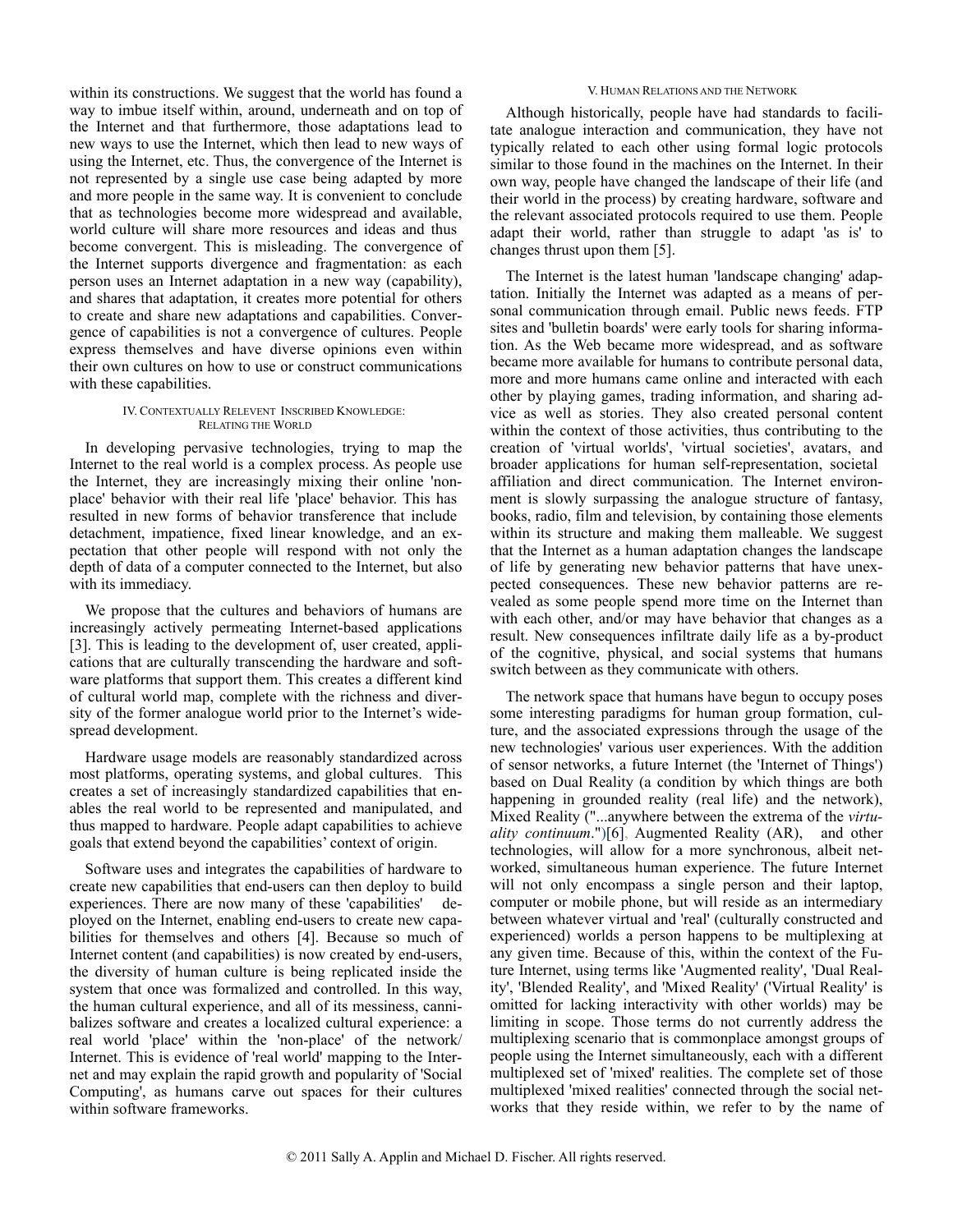within its constructions. We suggest that the world has found a way to imbue itself within, around, underneath and on top of the Internet and that furthermore, those adaptations lead to new ways to use the Internet, which then lead to new ways of using the Internet, etc. Thus, the convergence of the Internet is not represented by a single use case being adapted by more and more people in the same way. It is convenient to conclude that as technologies become more widespread and available, world culture will share more resources and ideas and thus become convergent. This is misleading. The convergence of the Internet supports divergence and fragmentation: as each person uses an Internet adaptation in a new way (capability), and shares that adaptation, it creates more potential for others to create and share new adaptations and capabilities. Convergence of capabilities is not a convergence of cultures. People express themselves and have diverse opinions even within their own cultures on how to use or construct communications with these capabilities.

## IV. Contextually Relevent Inscribed Knowledge: Relating the World

In developing pervasive technologies, trying to map the Internet to the real world is a complex process. As people use the Internet, they are increasingly mixing their online 'non-place' behavior with their real life 'place' behavior. This has resulted in new forms of behavior transference that include detachment, impatience, fixed linear knowledge, and an expectation that other people will respond with not only the depth of data of a computer connected to the Internet, but also with its immediacy.

We propose that the cultures and behaviors of humans are increasingly actively permeating Internet-based applications [3]. This is leading to the development of, user created, applications that are culturally transcending the hardware and software platforms that support them. This creates a different kind of cultural world map, complete with the richness and diversity of the former analogue world prior to the Internet's widespread development.

Hardware usage models are reasonably standardized across most platforms, operating systems, and global cultures. This creates a set of increasingly standardized capabilities that enables the real world to be represented and manipulated, and thus mapped to hardware. People adapt capabilities to achieve goals that extend beyond the capabilities' context of origin.

Software uses and integrates the capabilities of hardware to create new capabilities that end-users can then deploy to build experiences. There are now many of these 'capabilities' deployed on the Internet, enabling end-users to create new capabilities for themselves and others [4]. Because so much of Internet content (and capabilities) is now created by end-users, the diversity of human culture is being replicated inside the system that once was formalized and controlled. In this way, the human cultural experience, and all of its messiness, cannibalizes software and creates a localized cultural experience: a real world 'place' within the 'non-place' of the network/Internet. This is evidence of 'real world' mapping to the Internet and may explain the rapid growth and popularity of 'Social Computing', as humans carve out spaces for their cultures within software frameworks.

## V. Human Relations and the Network

Although historically, people have had standards to facilitate analogue interaction and communication, they have not typically related to each other using formal logic protocols similar to those found in the machines on the Internet. In their own way, people have changed the landscape of their life (and their world in the process) by creating hardware, software and the relevant associated protocols required to use them. People adapt their world, rather than struggle to adapt 'as is' to changes thrust upon them [5].

The Internet is the latest human 'landscape changing' adaptation. Initially the Internet was adapted as a means of personal communication through email. Public news feeds. FTP sites and 'bulletin boards' were early tools for sharing information. As the Web became more widespread, and as software became more available for humans to contribute personal data, more and more humans came online and interacted with each other by playing games, trading information, and sharing advice as well as stories. They also created personal content within the context of those activities, thus contributing to the creation of 'virtual worlds', 'virtual societies', avatars, and broader applications for human self-representation, societal affiliation and direct communication. The Internet environment is slowly surpassing the analogue structure of fantasy, books, radio, film and television, by containing those elements within its structure and making them malleable. We suggest that the Internet as a human adaptation changes the landscape of life by generating new behavior patterns that have unexpected consequences. These new behavior patterns are revealed as some people spend more time on the Internet than with each other, and/or may have behavior that changes as a result. New consequences infiltrate daily life as a by-product of the cognitive, physical, and social systems that humans switch between as they communicate with others.

The network space that humans have begun to occupy poses some interesting paradigms for human group formation, culture, and the associated expressions through the usage of the new technologies' various user experiences. With the addition of sensor networks, a future Internet (the 'Internet of Things') based on Dual Reality (a condition by which things are both happening in grounded reality (real life) and the network), Mixed Reality ("...anywhere between the extrema of the *virtuality continuum*.")[6]. Augmented Reality (AR), and other technologies, will allow for a more synchronous, albeit networked, simultaneous human experience. The future Internet will not only encompass a single person and their laptop, computer or mobile phone, but will reside as an intermediary between whatever virtual and 'real' (culturally constructed and experienced) worlds a person happens to be multiplexing at any given time. Because of this, within the context of the Future Internet, using terms like 'Augmented reality', 'Dual Reality', 'Blended Reality', and 'Mixed Reality' ('Virtual Reality' is omitted for lacking interactivity with other worlds) may be limiting in scope. Those terms do not currently address the multiplexing scenario that is commonplace amongst groups of people using the Internet simultaneously, each with a different multiplexed set of 'mixed' realities. The complete set of those multiplexed 'mixed realities' connected through the social networks that they reside within, we refer to by the name of

© 2011 Sally A. Applin and Michael D. Fischer. All rights reserved.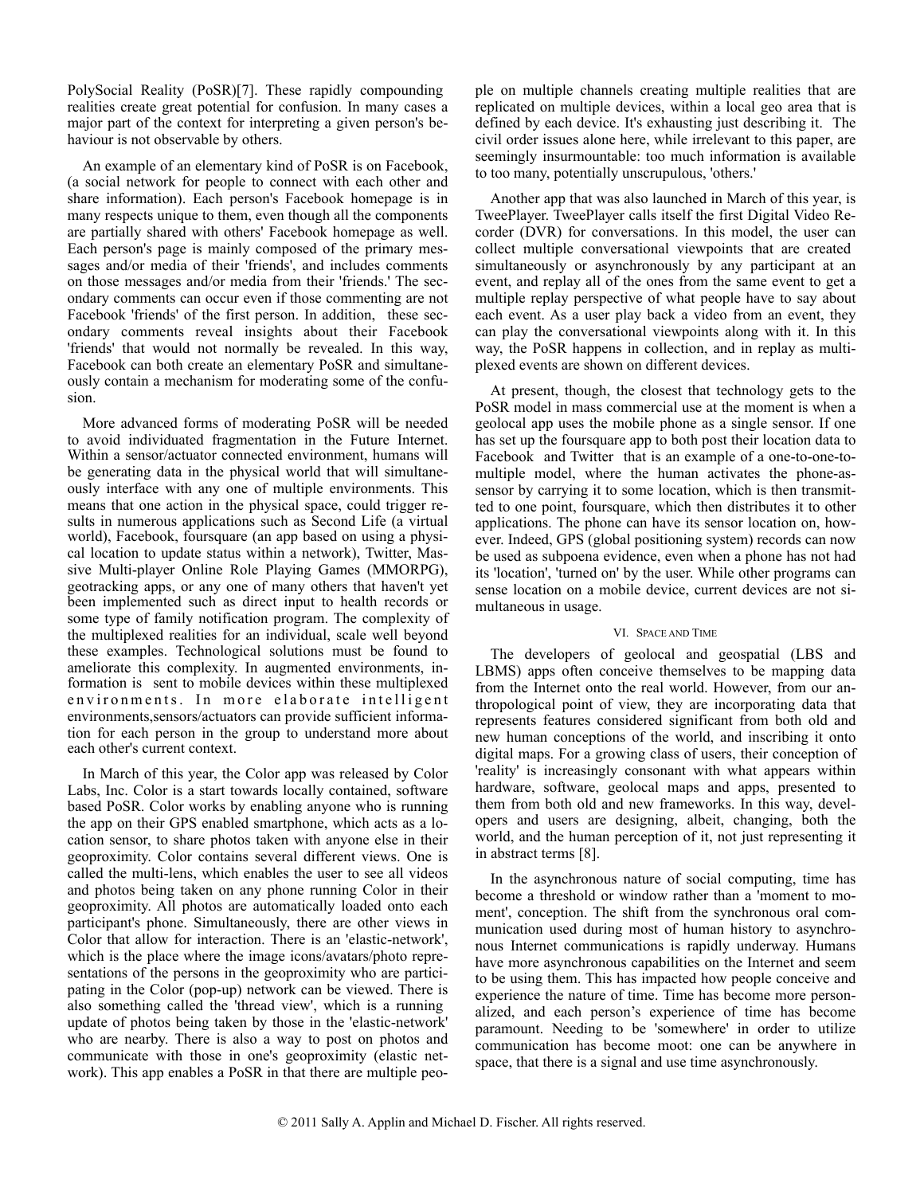PolySocial Reality (PoSR)[7]. These rapidly compounding realities create great potential for confusion. In many cases a major part of the context for interpreting a given person's behaviour is not observable by others.

An example of an elementary kind of PoSR is on Facebook, (a social network for people to connect with each other and share information). Each person's Facebook homepage is in many respects unique to them, even though all the components are partially shared with others' Facebook homepage as well. Each person's page is mainly composed of the primary messages and/or media of their 'friends', and includes comments on those messages and/or media from their 'friends.' The secondary comments can occur even if those commenting are not Facebook 'friends' of the first person. In addition, these secondary comments reveal insights about their Facebook 'friends' that would not normally be revealed. In this way, Facebook can both create an elementary PoSR and simultaneously contain a mechanism for moderating some of the confusion.

More advanced forms of moderating PoSR will be needed to avoid individuated fragmentation in the Future Internet. Within a sensor/actuator connected environment, humans will be generating data in the physical world that will simultaneously interface with any one of multiple environments. This means that one action in the physical space, could trigger results in numerous applications such as Second Life (a virtual world), Facebook, foursquare (an app based on using a physical location to update status within a network), Twitter, Massive Multi-player Online Role Playing Games (MMORPG), geotracking apps, or any one of many others that haven't yet been implemented such as direct input to health records or some type of family notification program. The complexity of the multiplexed realities for an individual, scale well beyond these examples. Technological solutions must be found to ameliorate this complexity. In augmented environments, information is sent to mobile devices within these multiplexed environments. In more elaborate intelligent environments,sensors/actuators can provide sufficient information for each person in the group to understand more about each other's current context.

In March of this year, the Color app was released by Color Labs, Inc. Color is a start towards locally contained, software based PoSR. Color works by enabling anyone who is running the app on their GPS enabled smartphone, which acts as a location sensor, to share photos taken with anyone else in their geoproximity. Color contains several different views. One is called the multi-lens, which enables the user to see all videos and photos being taken on any phone running Color in their geoproximity. All photos are automatically loaded onto each participant's phone. Simultaneously, there are other views in Color that allow for interaction. There is an 'elastic-network', which is the place where the image icons/avatars/photo representations of the persons in the geoproximity who are participating in the Color (pop-up) network can be viewed. There is also something called the 'thread view', which is a running update of photos being taken by those in the 'elastic-network' who are nearby. There is also a way to post on photos and communicate with those in one's geoproximity (elastic network). This app enables a PoSR in that there are multiple people on multiple channels creating multiple realities that are replicated on multiple devices, within a local geo area that is defined by each device. It's exhausting just describing it. The civil order issues alone here, while irrelevant to this paper, are seemingly insurmountable: too much information is available to too many, potentially unscrupulous, 'others.'

Another app that was also launched in March of this year, is TweePlayer. TweePlayer calls itself the first Digital Video Recorder (DVR) for conversations. In this model, the user can collect multiple conversational viewpoints that are created simultaneously or asynchronously by any participant at an event, and replay all of the ones from the same event to get a multiple replay perspective of what people have to say about each event. As a user play back a video from an event, they can play the conversational viewpoints along with it. In this way, the PoSR happens in collection, and in replay as multiplexed events are shown on different devices.

At present, though, the closest that technology gets to the PoSR model in mass commercial use at the moment is when a geolocal app uses the mobile phone as a single sensor. If one has set up the foursquare app to both post their location data to Facebook and Twitter that is an example of a one-to-one-to-multiple model, where the human activates the phone-as-sensor by carrying it to some location, which is then transmitted to one point, foursquare, which then distributes it to other applications. The phone can have its sensor location on, however. Indeed, GPS (global positioning system) records can now be used as subpoena evidence, even when a phone has not had its 'location', 'turned on' by the user. While other programs can sense location on a mobile device, current devices are not simultaneous in usage.

## VI. Space and Time

The developers of geolocal and geospatial (LBS and LBMS) apps often conceive themselves to be mapping data from the Internet onto the real world. However, from our anthropological point of view, they are incorporating data that represents features considered significant from both old and new human conceptions of the world, and inscribing it onto digital maps. For a growing class of users, their conception of 'reality' is increasingly consonant with what appears within hardware, software, geolocal maps and apps, presented to them from both old and new frameworks. In this way, developers and users are designing, albeit, changing, both the world, and the human perception of it, not just representing it in abstract terms [8].

In the asynchronous nature of social computing, time has become a threshold or window rather than a 'moment to moment', conception. The shift from the synchronous oral communication used during most of human history to asynchronous Internet communications is rapidly underway. Humans have more asynchronous capabilities on the Internet and seem to be using them. This has impacted how people conceive and experience the nature of time. Time has become more personalized, and each person's experience of time has become paramount. Needing to be 'somewhere' in order to utilize communication has become moot: one can be anywhere in space, that there is a signal and use time asynchronously.

© 2011 Sally A. Applin and Michael D. Fischer. All rights reserved.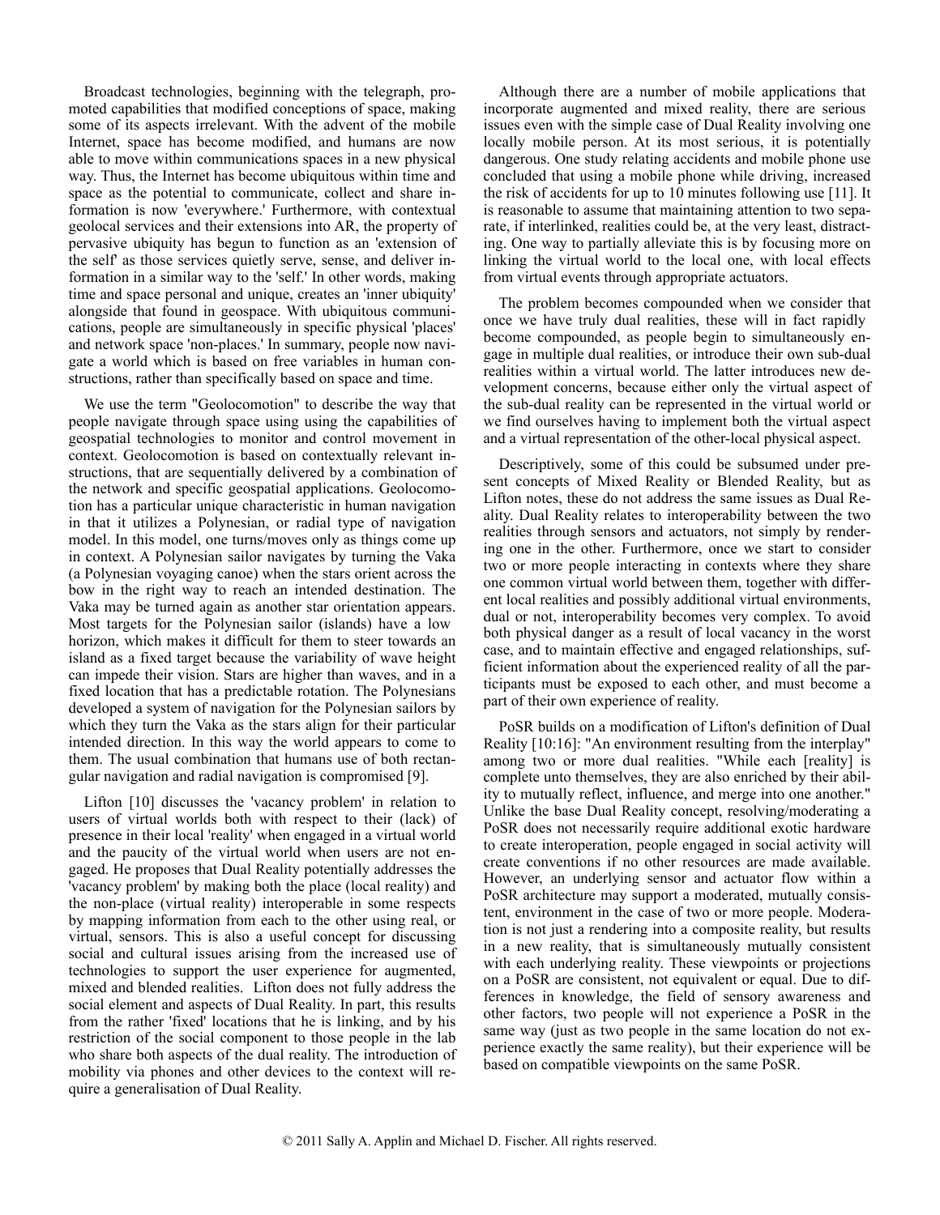Broadcast technologies, beginning with the telegraph, promoted capabilities that modified conceptions of space, making some of its aspects irrelevant. With the advent of the mobile Internet, space has become modified, and humans are now able to move within communications spaces in a new physical way. Thus, the Internet has become ubiquitous within time and space as the potential to communicate, collect and share information is now 'everywhere.' Furthermore, with contextual geolocal services and their extensions into AR, the property of pervasive ubiquity has begun to function as an 'extension of the self' as those services quietly serve, sense, and deliver information in a similar way to the 'self.' In other words, making time and space personal and unique, creates an 'inner ubiquity' alongside that found in geospace. With ubiquitous communications, people are simultaneously in specific physical 'places' and network space 'non-places.' In summary, people now navigate a world which is based on free variables in human constructions, rather than specifically based on space and time.

We use the term "Geolocomotion" to describe the way that people navigate through space using using the capabilities of geospatial technologies to monitor and control movement in context. Geolocomotion is based on contextually relevant instructions, that are sequentially delivered by a combination of the network and specific geospatial applications. Geolocomotion has a particular unique characteristic in human navigation in that it utilizes a Polynesian, or radial type of navigation model. In this model, one turns/moves only as things come up in context. A Polynesian sailor navigates by turning the Vaka (a Polynesian voyaging canoe) when the stars orient across the bow in the right way to reach an intended destination. The Vaka may be turned again as another star orientation appears. Most targets for the Polynesian sailor (islands) have a low horizon, which makes it difficult for them to steer towards an island as a fixed target because the variability of wave height can impede their vision. Stars are higher than waves, and in a fixed location that has a predictable rotation. The Polynesians developed a system of navigation for the Polynesian sailors by which they turn the Vaka as the stars align for their particular intended direction. In this way the world appears to come to them. The usual combination that humans use of both rectangular navigation and radial navigation is compromised [9].

Lifton [10] discusses the 'vacancy problem' in relation to users of virtual worlds both with respect to their (lack) of presence in their local 'reality' when engaged in a virtual world and the paucity of the virtual world when users are not engaged. He proposes that Dual Reality potentially addresses the 'vacancy problem' by making both the place (local reality) and the non-place (virtual reality) interoperable in some respects by mapping information from each to the other using real, or virtual, sensors. This is also a useful concept for discussing social and cultural issues arising from the increased use of technologies to support the user experience for augmented, mixed and blended realities. Lifton does not fully address the social element and aspects of Dual Reality. In part, this results from the rather 'fixed' locations that he is linking, and by his restriction of the social component to those people in the lab who share both aspects of the dual reality. The introduction of mobility via phones and other devices to the context will require a generalisation of Dual Reality.

Although there are a number of mobile applications that incorporate augmented and mixed reality, there are serious issues even with the simple case of Dual Reality involving one locally mobile person. At its most serious, it is potentially dangerous. One study relating accidents and mobile phone use concluded that using a mobile phone while driving, increased the risk of accidents for up to 10 minutes following use [11]. It is reasonable to assume that maintaining attention to two separate, if interlinked, realities could be, at the very least, distracting. One way to partially alleviate this is by focusing more on linking the virtual world to the local one, with local effects from virtual events through appropriate actuators.

The problem becomes compounded when we consider that once we have truly dual realities, these will in fact rapidly become compounded, as people begin to simultaneously engage in multiple dual realities, or introduce their own sub-dual realities within a virtual world. The latter introduces new development concerns, because either only the virtual aspect of the sub-dual reality can be represented in the virtual world or we find ourselves having to implement both the virtual aspect and a virtual representation of the other-local physical aspect.

Descriptively, some of this could be subsumed under present concepts of Mixed Reality or Blended Reality, but as Lifton notes, these do not address the same issues as Dual Reality. Dual Reality relates to interoperability between the two realities through sensors and actuators, not simply by rendering one in the other. Furthermore, once we start to consider two or more people interacting in contexts where they share one common virtual world between them, together with different local realities and possibly additional virtual environments, dual or not, interoperability becomes very complex. To avoid both physical danger as a result of local vacancy in the worst case, and to maintain effective and engaged relationships, sufficient information about the experienced reality of all the participants must be exposed to each other, and must become a part of their own experience of reality.

PoSR builds on a modification of Lifton's definition of Dual Reality [10:16]: "An environment resulting from the interplay" among two or more dual realities. "While each [reality] is complete unto themselves, they are also enriched by their ability to mutually reflect, influence, and merge into one another." Unlike the base Dual Reality concept, resolving/moderating a PoSR does not necessarily require additional exotic hardware to create interoperation, people engaged in social activity will create conventions if no other resources are made available. However, an underlying sensor and actuator flow within a PoSR architecture may support a moderated, mutually consistent, environment in the case of two or more people. Moderation is not just a rendering into a composite reality, but results in a new reality, that is simultaneously mutually consistent with each underlying reality. These viewpoints or projections on a PoSR are consistent, not equivalent or equal. Due to differences in knowledge, the field of sensory awareness and other factors, two people will not experience a PoSR in the same way (just as two people in the same location do not experience exactly the same reality), but their experience will be based on compatible viewpoints on the same PoSR.

© 2011 Sally A. Applin and Michael D. Fischer. All rights reserved.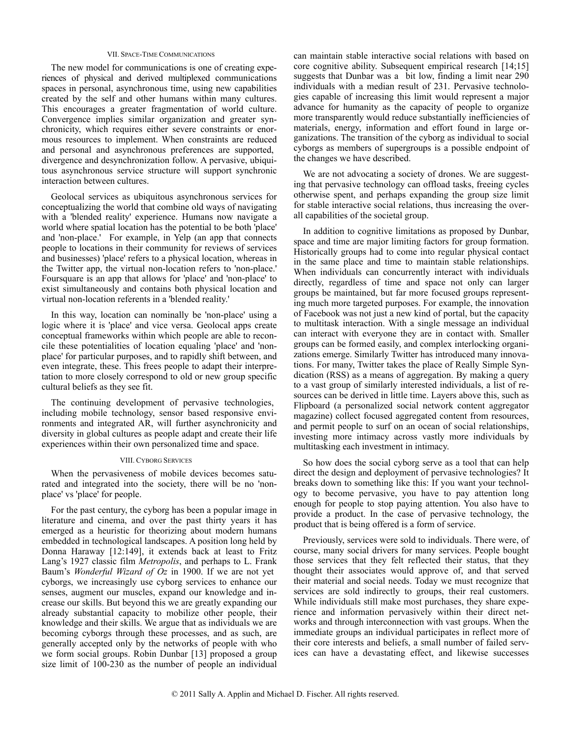## VII. Space-Time Communications

The new model for communications is one of creating experiences of physical and derived multiplexed communications spaces in personal, asynchronous time, using new capabilities created by the self and other humans within many cultures. This encourages a greater fragmentation of world culture. Convergence implies similar organization and greater synchronicity, which requires either severe constraints or enormous resources to implement. When constraints are reduced and personal and asynchronous preferences are supported, divergence and desynchronization follow. A pervasive, ubiquitous asynchronous service structure will support synchronic interaction between cultures.

Geolocal services as ubiquitous asynchronous services for conceptualizing the world that combine old ways of navigating with a 'blended reality' experience. Humans now navigate a world where spatial location has the potential to be both 'place' and 'non-place.' For example, in Yelp (an app that connects people to locations in their community for reviews of services and businesses) 'place' refers to a physical location, whereas in the Twitter app, the virtual non-location refers to 'non-place.' Foursquare is an app that allows for 'place' and 'non-place' to exist simultaneously and contains both physical location and virtual non-location referents in a 'blended reality.'

In this way, location can nominally be 'non-place' using a logic where it is 'place' and vice versa. Geolocal apps create conceptual frameworks within which people are able to reconcile these potentialities of location equaling 'place' and 'non-place' for particular purposes, and to rapidly shift between, and even integrate, these. This frees people to adapt their interpretation to more closely correspond to old or new group specific cultural beliefs as they see fit.

The continuing development of pervasive technologies, including mobile technology, sensor based responsive environments and integrated AR, will further asynchronicity and diversity in global cultures as people adapt and create their life experiences within their own personalized time and space.

## VIII. Cyborg Services

When the pervasiveness of mobile devices becomes saturated and integrated into the society, there will be no 'non-place' vs 'place' for people.

For the past century, the cyborg has been a popular image in literature and cinema, and over the past thirty years it has emerged as a heuristic for theorizing about modern humans embedded in technological landscapes. A position long held by Donna Haraway [12:149], it extends back at least to Fritz Lang's 1927 classic film *Metropolis*, and perhaps to L. Frank Baum's *Wonderful Wizard of Oz* in 1900. If we are not yet cyborgs, we increasingly use cyborg services to enhance our senses, augment our muscles, expand our knowledge and increase our skills. But beyond this we are greatly expanding our already substantial capacity to mobilize other people, their knowledge and their skills. We argue that as individuals we are becoming cyborgs through these processes, and as such, are generally accepted only by the networks of people with who we form social groups. Robin Dunbar [13] proposed a group size limit of 100-230 as the number of people an individual can maintain stable interactive social relations with based on core cognitive ability. Subsequent empirical research [14;15] suggests that Dunbar was a bit low, finding a limit near 290 individuals with a median result of 231. Pervasive technologies capable of increasing this limit would represent a major advance for humanity as the capacity of people to organize more transparently would reduce substantially inefficiencies of materials, energy, information and effort found in large organizations. The transition of the cyborg as individual to social cyborgs as members of supergroups is a possible endpoint of the changes we have described.

We are not advocating a society of drones. We are suggesting that pervasive technology can offload tasks, freeing cycles otherwise spent, and perhaps expanding the group size limit for stable interactive social relations, thus increasing the overall capabilities of the societal group.

In addition to cognitive limitations as proposed by Dunbar, space and time are major limiting factors for group formation. Historically groups had to come into regular physical contact in the same place and time to maintain stable relationships. When individuals can concurrently interact with individuals directly, regardless of time and space not only can larger groups be maintained, but far more focused groups representing much more targeted purposes. For example, the innovation of Facebook was not just a new kind of portal, but the capacity to multitask interaction. With a single message an individual can interact with everyone they are in contact with. Smaller groups can be formed easily, and complex interlocking organizations emerge. Similarly Twitter has introduced many innovations. For many, Twitter takes the place of Really Simple Syndication (RSS) as a means of aggregation. By making a query to a vast group of similarly interested individuals, a list of resources can be derived in little time. Layers above this, such as Flipboard (a personalized social network content aggregator magazine) collect focused aggregated content from resources, and permit people to surf on an ocean of social relationships, investing more intimacy across vastly more individuals by multitasking each investment in intimacy.

So how does the social cyborg serve as a tool that can help direct the design and deployment of pervasive technologies? It breaks down to something like this: If you want your technology to become pervasive, you have to pay attention long enough for people to stop paying attention. You also have to provide a product. In the case of pervasive technology, the product that is being offered is a form of service.

Previously, services were sold to individuals. There were, of course, many social drivers for many services. People bought those services that they felt reflected their status, that they thought their associates would approve of, and that served their material and social needs. Today we must recognize that services are sold indirectly to groups, their real customers. While individuals still make most purchases, they share experience and information pervasively within their direct networks and through interconnection with vast groups. When the immediate groups an individual participates in reflect more of their core interests and beliefs, a small number of failed services can have a devastating effect, and likewise successes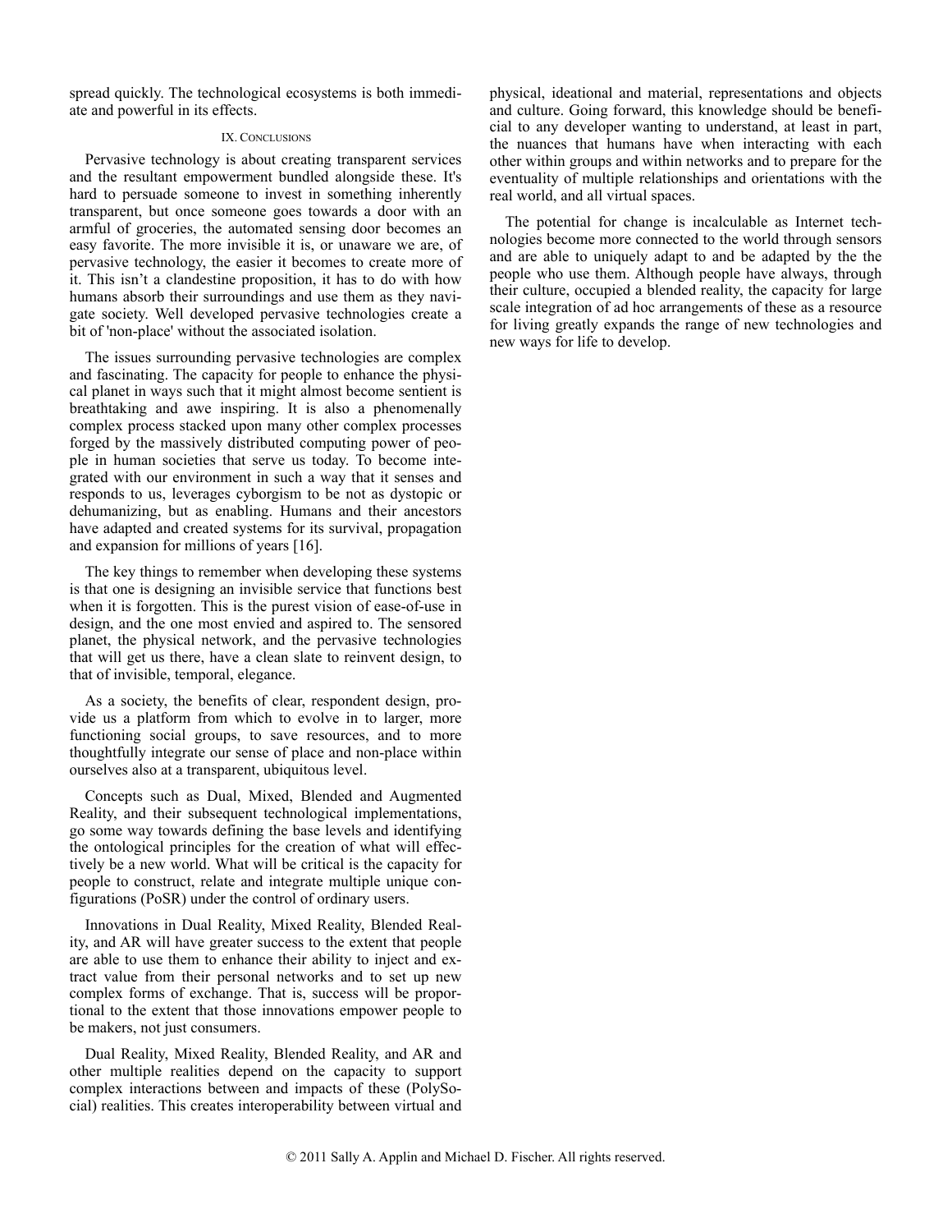spread quickly. The technological ecosystems is both immediate and powerful in its effects.

## IX. Conclusions

Pervasive technology is about creating transparent services and the resultant empowerment bundled alongside these. It's hard to persuade someone to invest in something inherently transparent, but once someone goes towards a door with an armful of groceries, the automated sensing door becomes an easy favorite. The more invisible it is, or unaware we are, of pervasive technology, the easier it becomes to create more of it. This isn't a clandestine proposition, it has to do with how humans absorb their surroundings and use them as they navigate society. Well developed pervasive technologies create a bit of 'non-place' without the associated isolation.

The issues surrounding pervasive technologies are complex and fascinating. The capacity for people to enhance the physical planet in ways such that it might almost become sentient is breathtaking and awe inspiring. It is also a phenomenally complex process stacked upon many other complex processes forged by the massively distributed computing power of people in human societies that serve us today. To become integrated with our environment in such a way that it senses and responds to us, leverages cyborgism to be not as dystopic or dehumanizing, but as enabling. Humans and their ancestors have adapted and created systems for its survival, propagation and expansion for millions of years [16].

The key things to remember when developing these systems is that one is designing an invisible service that functions best when it is forgotten. This is the purest vision of ease-of-use in design, and the one most envied and aspired to. The sensored planet, the physical network, and the pervasive technologies that will get us there, have a clean slate to reinvent design, to that of invisible, temporal, elegance.

As a society, the benefits of clear, respondent design, provide us a platform from which to evolve in to larger, more functioning social groups, to save resources, and to more thoughtfully integrate our sense of place and non-place within ourselves also at a transparent, ubiquitous level.

Concepts such as Dual, Mixed, Blended and Augmented Reality, and their subsequent technological implementations, go some way towards defining the base levels and identifying the ontological principles for the creation of what will effectively be a new world. What will be critical is the capacity for people to construct, relate and integrate multiple unique configurations (PoSR) under the control of ordinary users.

Innovations in Dual Reality, Mixed Reality, Blended Reality, and AR will have greater success to the extent that people are able to use them to enhance their ability to inject and extract value from their personal networks and to set up new complex forms of exchange. That is, success will be proportional to the extent that those innovations empower people to be makers, not just consumers.

Dual Reality, Mixed Reality, Blended Reality, and AR and other multiple realities depend on the capacity to support complex interactions between and impacts of these (PolySocial) realities. This creates interoperability between virtual and physical, ideational and material, representations and objects and culture. Going forward, this knowledge should be beneficial to any developer wanting to understand, at least in part, the nuances that humans have when interacting with each other within groups and within networks and to prepare for the eventuality of multiple relationships and orientations with the real world, and all virtual spaces.

The potential for change is incalculable as Internet technologies become more connected to the world through sensors and are able to uniquely adapt to and be adapted by the the people who use them. Although people have always, through their culture, occupied a blended reality, the capacity for large scale integration of ad hoc arrangements of these as a resource for living greatly expands the range of new technologies and new ways for life to develop.

© 2011 Sally A. Applin and Michael D. Fischer. All rights reserved.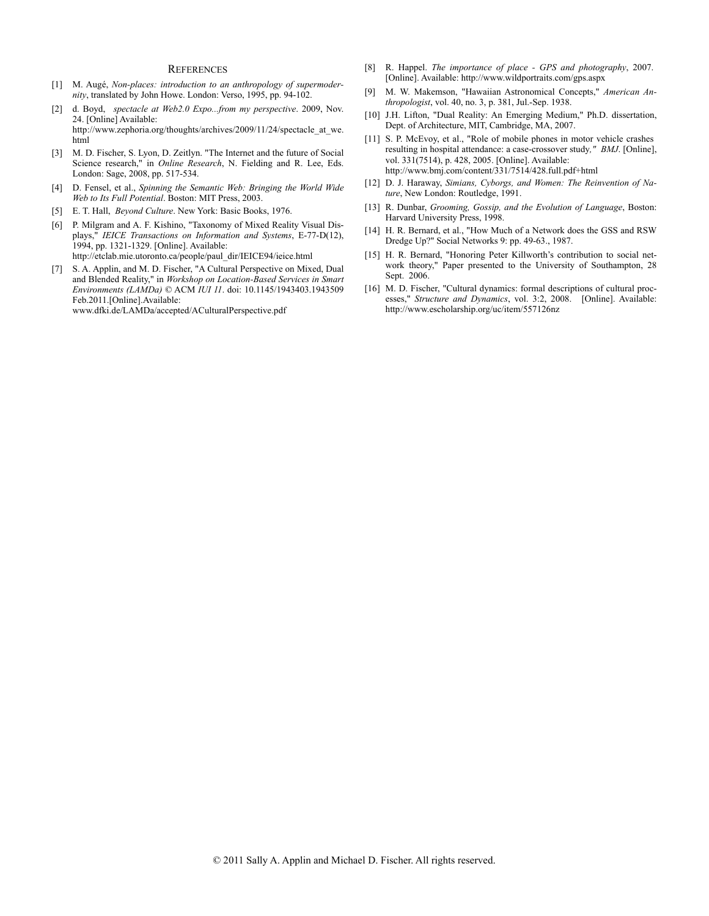## References

[1] M. Augé, *Non-places: introduction to an anthropology of supermodernity*, translated by John Howe. London: Verso, 1995, pp. 94-102.

[2] d. Boyd, *spectacle at Web2.0 Expo...from my perspective*. 2009, Nov. 24. [Online] Available: http://www.zephoria.org/thoughts/archives/2009/11/24/spectacle_at_we.html

[3] M. D. Fischer, S. Lyon, D. Zeitlyn. "The Internet and the future of Social Science research," in *Online Research*, N. Fielding and R. Lee, Eds. London: Sage, 2008, pp. 517-534.

[4] D. Fensel, et al., *Spinning the Semantic Web: Bringing the World Wide Web to Its Full Potential*. Boston: MIT Press, 2003.

[5] E. T. Hall, *Beyond Culture*. New York: Basic Books, 1976.

[6] P. Milgram and A. F. Kishino, "Taxonomy of Mixed Reality Visual Displays," *IEICE Transactions on Information and Systems*, E-77-D(12), 1994, pp. 1321-1329. [Online]. Available: http://etclab.mie.utoronto.ca/people/paul_dir/IEICE94/ieice.html

[7] S. A. Applin, and M. D. Fischer, "A Cultural Perspective on Mixed, Dual and Blended Reality," in *Workshop on Location-Based Services in Smart Environments (LAMDa)* © ACM *IUI 11*. doi: 10.1145/1943403.1943509 Feb.2011.[Online].Available: www.dfki.de/LAMDa/accepted/ACulturalPerspective.pdf

[8] R. Happel. *The importance of place - GPS and photography*, 2007. [Online]. Available: http://www.wildportraits.com/gps.aspx

[9] M. W. Makemson, "Hawaiian Astronomical Concepts," *American Anthropologist*, vol. 40, no. 3, p. 381, Jul.-Sep. 1938.

[10] J.H. Lifton, "Dual Reality: An Emerging Medium," Ph.D. dissertation, Dept. of Architecture, MIT, Cambridge, MA, 2007.

[11] S. P. McEvoy, et al., "Role of mobile phones in motor vehicle crashes resulting in hospital attendance: a case-crossover study," *BMJ*. [Online], vol. 331(7514), p. 428, 2005. [Online]. Available: http://www.bmj.com/content/331/7514/428.full.pdf+html

[12] D. J. Haraway, *Simians, Cyborgs, and Women: The Reinvention of Nature*, New London: Routledge, 1991.

[13] R. Dunbar, *Grooming, Gossip, and the Evolution of Language*, Boston: Harvard University Press, 1998.

[14] H. R. Bernard, et al., "How Much of a Network does the GSS and RSW Dredge Up?" Social Networks 9: pp. 49-63., 1987.

[15] H. R. Bernard, "Honoring Peter Killworth's contribution to social network theory," Paper presented to the University of Southampton, 28 Sept. 2006.

[16] M. D. Fischer, "Cultural dynamics: formal descriptions of cultural processes," *Structure and Dynamics*, vol. 3:2, 2008. [Online]. Available: http://www.escholarship.org/uc/item/557126nz

© 2011 Sally A. Applin and Michael D. Fischer. All rights reserved.